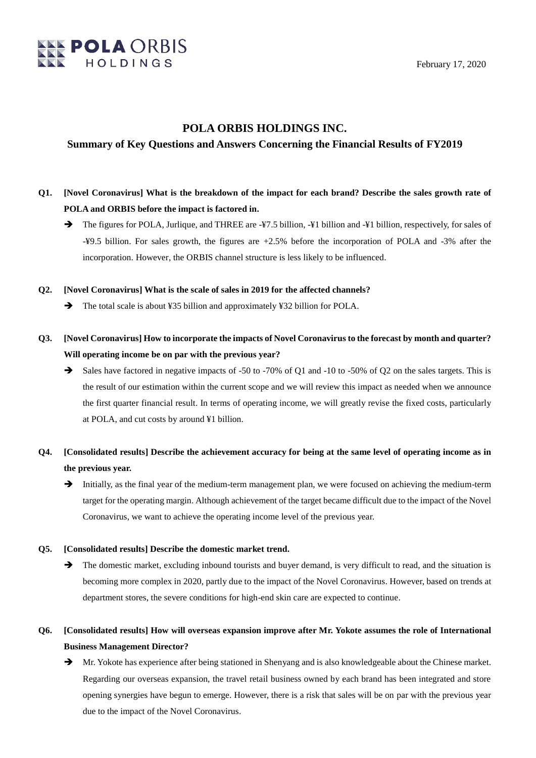POLA ORBIS HOLDINGS

February 17, 2020

# POLA ORBIS HOLDINGS INC.

## Summary of Key Questions and Answers Concerning the Financial Results of FY2019

**Q1. [Novel Coronavirus] What is the breakdown of the impact for each brand? Describe the sales growth rate of POLA and ORBIS before the impact is factored in.**

- ➔ The figures for POLA, Jurlique, and THREE are -¥7.5 billion, -¥1 billion and -¥1 billion, respectively, for sales of -¥9.5 billion. For sales growth, the figures are +2.5% before the incorporation of POLA and -3% after the incorporation. However, the ORBIS channel structure is less likely to be influenced.

**Q2. [Novel Coronavirus] What is the scale of sales in 2019 for the affected channels?**

- ➔ The total scale is about ¥35 billion and approximately ¥32 billion for POLA.

**Q3. [Novel Coronavirus] How to incorporate the impacts of Novel Coronavirus to the forecast by month and quarter? Will operating income be on par with the previous year?**

- ➔ Sales have factored in negative impacts of -50 to -70% of Q1 and -10 to -50% of Q2 on the sales targets. This is the result of our estimation within the current scope and we will review this impact as needed when we announce the first quarter financial result. In terms of operating income, we will greatly revise the fixed costs, particularly at POLA, and cut costs by around ¥1 billion.

**Q4. [Consolidated results] Describe the achievement accuracy for being at the same level of operating income as in the previous year.**

- ➔ Initially, as the final year of the medium-term management plan, we were focused on achieving the medium-term target for the operating margin. Although achievement of the target became difficult due to the impact of the Novel Coronavirus, we want to achieve the operating income level of the previous year.

**Q5. [Consolidated results] Describe the domestic market trend.**

- ➔ The domestic market, excluding inbound tourists and buyer demand, is very difficult to read, and the situation is becoming more complex in 2020, partly due to the impact of the Novel Coronavirus. However, based on trends at department stores, the severe conditions for high-end skin care are expected to continue.

**Q6. [Consolidated results] How will overseas expansion improve after Mr. Yokote assumes the role of International Business Management Director?**

- ➔ Mr. Yokote has experience after being stationed in Shenyang and is also knowledgeable about the Chinese market. Regarding our overseas expansion, the travel retail business owned by each brand has been integrated and store opening synergies have begun to emerge. However, there is a risk that sales will be on par with the previous year due to the impact of the Novel Coronavirus.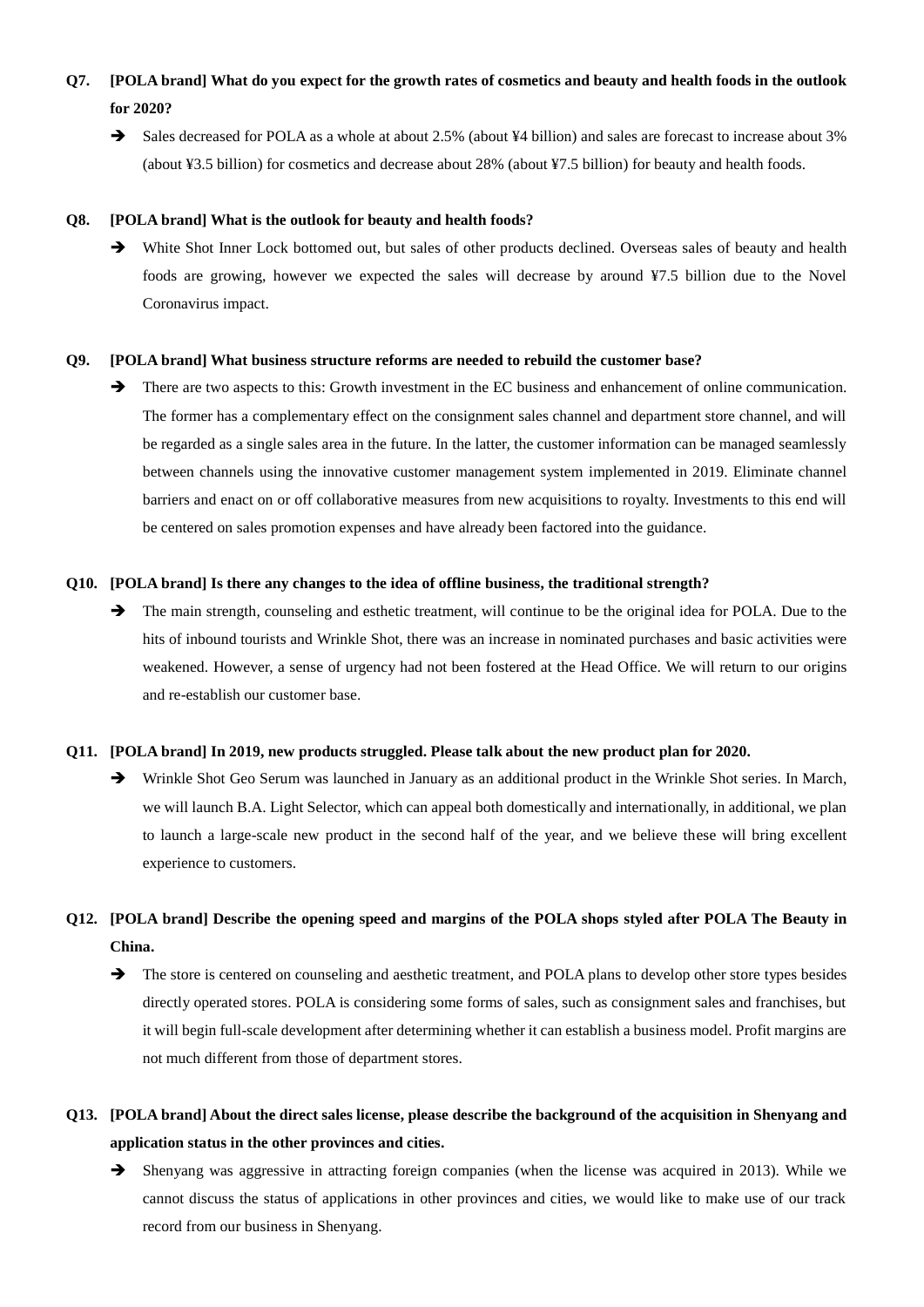**Q7. [POLA brand] What do you expect for the growth rates of cosmetics and beauty and health foods in the outlook for 2020?**

➔ Sales decreased for POLA as a whole at about 2.5% (about ¥4 billion) and sales are forecast to increase about 3% (about ¥3.5 billion) for cosmetics and decrease about 28% (about ¥7.5 billion) for beauty and health foods.

**Q8. [POLA brand] What is the outlook for beauty and health foods?**

➔ White Shot Inner Lock bottomed out, but sales of other products declined. Overseas sales of beauty and health foods are growing, however we expected the sales will decrease by around ¥7.5 billion due to the Novel Coronavirus impact.

**Q9. [POLA brand] What business structure reforms are needed to rebuild the customer base?**

➔ There are two aspects to this: Growth investment in the EC business and enhancement of online communication. The former has a complementary effect on the consignment sales channel and department store channel, and will be regarded as a single sales area in the future. In the latter, the customer information can be managed seamlessly between channels using the innovative customer management system implemented in 2019. Eliminate channel barriers and enact on or off collaborative measures from new acquisitions to royalty. Investments to this end will be centered on sales promotion expenses and have already been factored into the guidance.

**Q10. [POLA brand] Is there any changes to the idea of offline business, the traditional strength?**

➔ The main strength, counseling and esthetic treatment, will continue to be the original idea for POLA. Due to the hits of inbound tourists and Wrinkle Shot, there was an increase in nominated purchases and basic activities were weakened. However, a sense of urgency had not been fostered at the Head Office. We will return to our origins and re-establish our customer base.

**Q11. [POLA brand] In 2019, new products struggled. Please talk about the new product plan for 2020.**

➔ Wrinkle Shot Geo Serum was launched in January as an additional product in the Wrinkle Shot series. In March, we will launch B.A. Light Selector, which can appeal both domestically and internationally, in additional, we plan to launch a large-scale new product in the second half of the year, and we believe these will bring excellent experience to customers.

**Q12. [POLA brand] Describe the opening speed and margins of the POLA shops styled after POLA The Beauty in China.**

➔ The store is centered on counseling and aesthetic treatment, and POLA plans to develop other store types besides directly operated stores. POLA is considering some forms of sales, such as consignment sales and franchises, but it will begin full-scale development after determining whether it can establish a business model. Profit margins are not much different from those of department stores.

**Q13. [POLA brand] About the direct sales license, please describe the background of the acquisition in Shenyang and application status in the other provinces and cities.**

➔ Shenyang was aggressive in attracting foreign companies (when the license was acquired in 2013). While we cannot discuss the status of applications in other provinces and cities, we would like to make use of our track record from our business in Shenyang.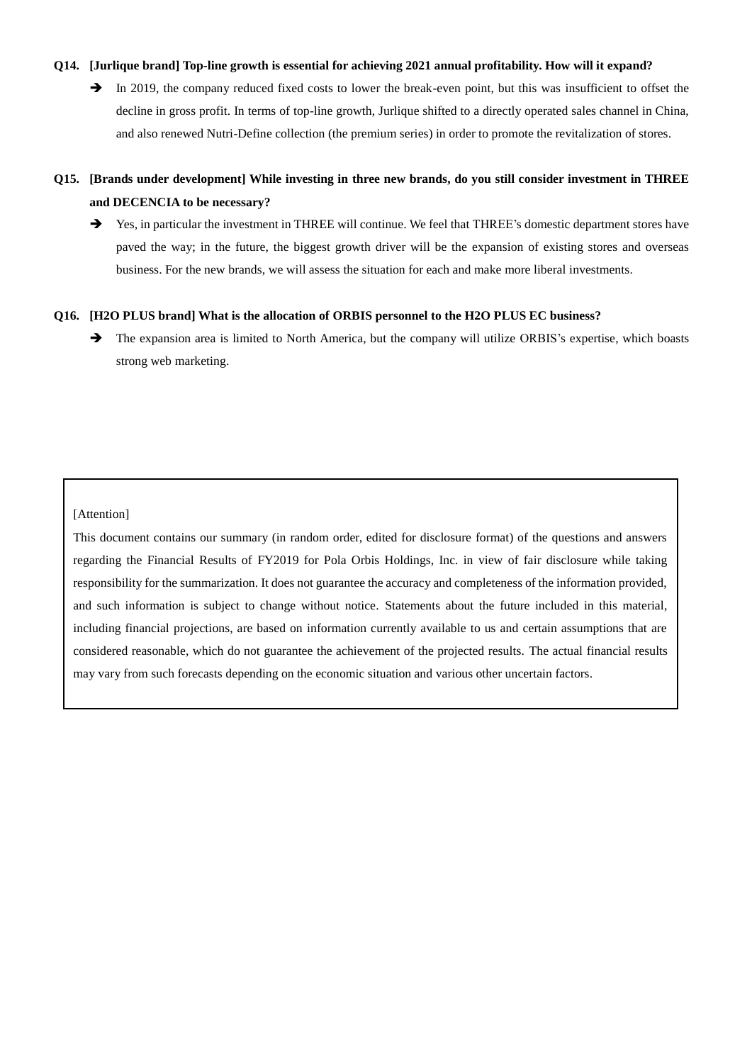**Q14. [Jurlique brand] Top-line growth is essential for achieving 2021 annual profitability. How will it expand?**

- ➔ In 2019, the company reduced fixed costs to lower the break-even point, but this was insufficient to offset the decline in gross profit. In terms of top-line growth, Jurlique shifted to a directly operated sales channel in China, and also renewed Nutri-Define collection (the premium series) in order to promote the revitalization of stores.

**Q15. [Brands under development] While investing in three new brands, do you still consider investment in THREE and DECENCIA to be necessary?**

- ➔ Yes, in particular the investment in THREE will continue. We feel that THREE's domestic department stores have paved the way; in the future, the biggest growth driver will be the expansion of existing stores and overseas business. For the new brands, we will assess the situation for each and make more liberal investments.

**Q16. [H2O PLUS brand] What is the allocation of ORBIS personnel to the H2O PLUS EC business?**

- ➔ The expansion area is limited to North America, but the company will utilize ORBIS's expertise, which boasts strong web marketing.

[Attention]

This document contains our summary (in random order, edited for disclosure format) of the questions and answers regarding the Financial Results of FY2019 for Pola Orbis Holdings, Inc. in view of fair disclosure while taking responsibility for the summarization. It does not guarantee the accuracy and completeness of the information provided, and such information is subject to change without notice. Statements about the future included in this material, including financial projections, are based on information currently available to us and certain assumptions that are considered reasonable, which do not guarantee the achievement of the projected results. The actual financial results may vary from such forecasts depending on the economic situation and various other uncertain factors.